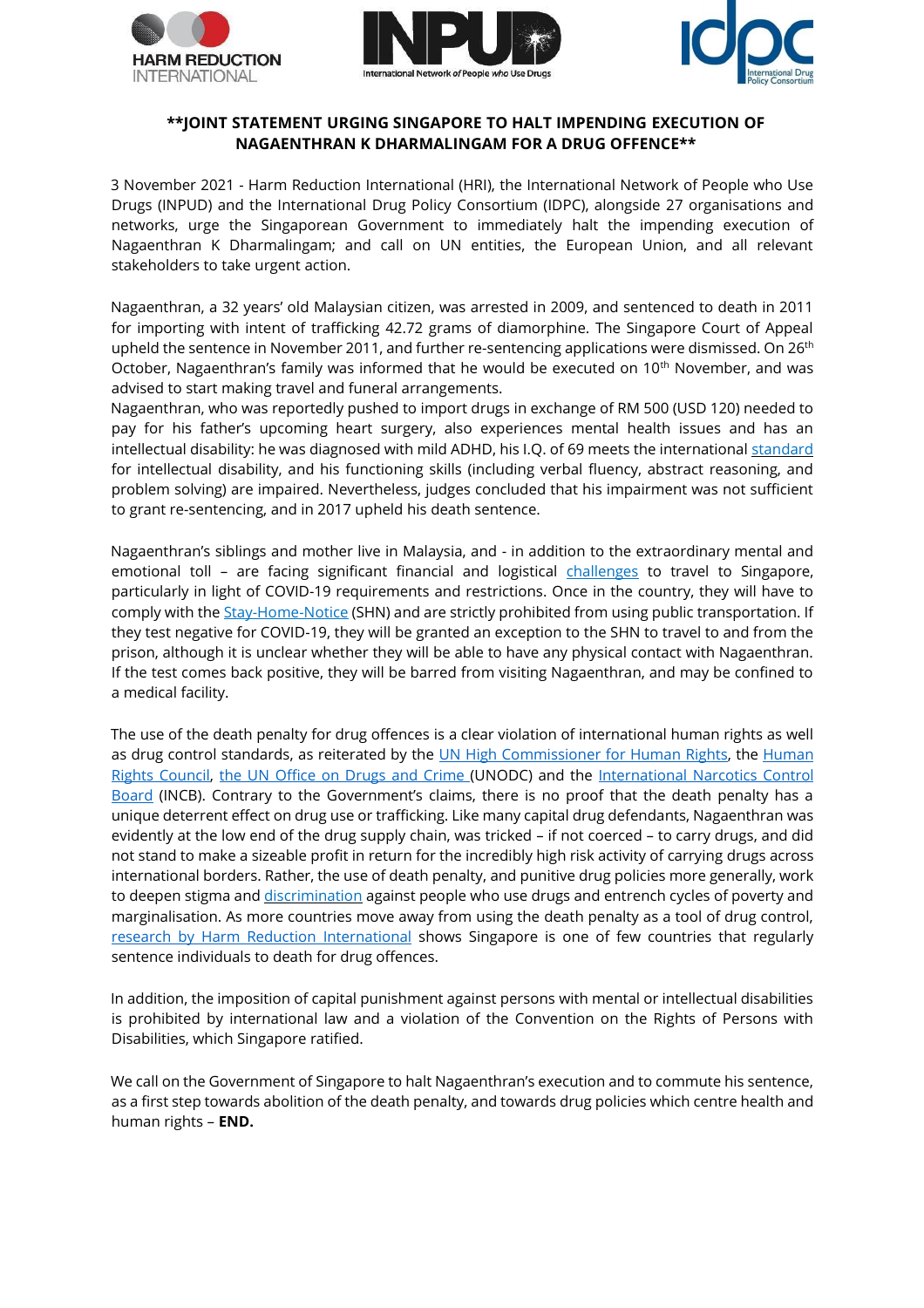**JOINT STATEMENT URGING SINGAPORE TO HALT IMPENDING EXECUTION OF NAGAENTHRAN K DHARMALINGAM FOR A DRUG OFFENCE**

3 November 2021 - Harm Reduction International (HRI), the International Network of People who Use Drugs (INPUD) and the International Drug Policy Consortium (IDPC), alongside 27 organisations and networks, urge the Singaporean Government to immediately halt the impending execution of Nagaenthran K Dharmalingam; and call on UN entities, the European Union, and all relevant stakeholders to take urgent action.

Nagaenthran, a 32 years' old Malaysian citizen, was arrested in 2009, and sentenced to death in 2011 for importing with intent of trafficking 42.72 grams of diamorphine. The Singapore Court of Appeal upheld the sentence in November 2011, and further re-sentencing applications were dismissed. On 26th October, Nagaenthran's family was informed that he would be executed on 10th November, and was advised to start making travel and funeral arrangements.

Nagaenthran, who was reportedly pushed to import drugs in exchange of RM 500 (USD 120) needed to pay for his father's upcoming heart surgery, also experiences mental health issues and has an intellectual disability: he was diagnosed with mild ADHD, his I.Q. of 69 meets the international standard for intellectual disability, and his functioning skills (including verbal fluency, abstract reasoning, and problem solving) are impaired. Nevertheless, judges concluded that his impairment was not sufficient to grant re-sentencing, and in 2017 upheld his death sentence.

Nagaenthran's siblings and mother live in Malaysia, and - in addition to the extraordinary mental and emotional toll – are facing significant financial and logistical challenges to travel to Singapore, particularly in light of COVID-19 requirements and restrictions. Once in the country, they will have to comply with the Stay-Home-Notice (SHN) and are strictly prohibited from using public transportation. If they test negative for COVID-19, they will be granted an exception to the SHN to travel to and from the prison, although it is unclear whether they will be able to have any physical contact with Nagaenthran. If the test comes back positive, they will be barred from visiting Nagaenthran, and may be confined to a medical facility.

The use of the death penalty for drug offences is a clear violation of international human rights as well as drug control standards, as reiterated by the UN High Commissioner for Human Rights, the Human Rights Council, the UN Office on Drugs and Crime (UNODC) and the International Narcotics Control Board (INCB). Contrary to the Government's claims, there is no proof that the death penalty has a unique deterrent effect on drug use or trafficking. Like many capital drug defendants, Nagaenthran was evidently at the low end of the drug supply chain, was tricked – if not coerced – to carry drugs, and did not stand to make a sizeable profit in return for the incredibly high risk activity of carrying drugs across international borders. Rather, the use of death penalty, and punitive drug policies more generally, work to deepen stigma and discrimination against people who use drugs and entrench cycles of poverty and marginalisation. As more countries move away from using the death penalty as a tool of drug control, research by Harm Reduction International shows Singapore is one of few countries that regularly sentence individuals to death for drug offences.

In addition, the imposition of capital punishment against persons with mental or intellectual disabilities is prohibited by international law and a violation of the Convention on the Rights of Persons with Disabilities, which Singapore ratified.

We call on the Government of Singapore to halt Nagaenthran's execution and to commute his sentence, as a first step towards abolition of the death penalty, and towards drug policies which centre health and human rights – **END.**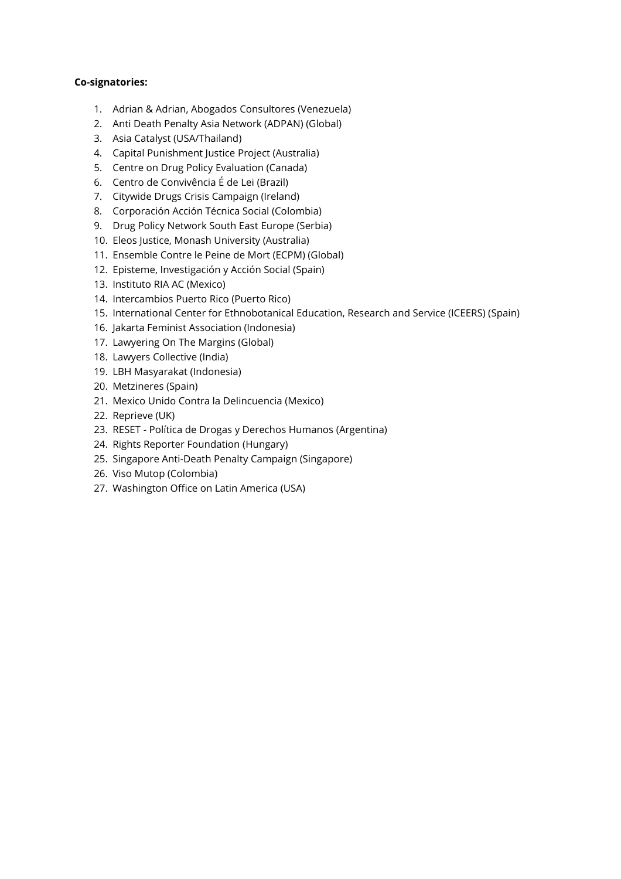**Co-signatories:**

1. Adrian & Adrian, Abogados Consultores (Venezuela)
2. Anti Death Penalty Asia Network (ADPAN) (Global)
3. Asia Catalyst (USA/Thailand)
4. Capital Punishment Justice Project (Australia)
5. Centre on Drug Policy Evaluation (Canada)
6. Centro de Convivência É de Lei (Brazil)
7. Citywide Drugs Crisis Campaign (Ireland)
8. Corporación Acción Técnica Social (Colombia)
9. Drug Policy Network South East Europe (Serbia)
10. Eleos Justice, Monash University (Australia)
11. Ensemble Contre le Peine de Mort (ECPM) (Global)
12. Episteme, Investigación y Acción Social (Spain)
13. Instituto RIA AC (Mexico)
14. Intercambios Puerto Rico (Puerto Rico)
15. International Center for Ethnobotanical Education, Research and Service (ICEERS) (Spain)
16. Jakarta Feminist Association (Indonesia)
17. Lawyering On The Margins (Global)
18. Lawyers Collective (India)
19. LBH Masyarakat (Indonesia)
20. Metzineres (Spain)
21. Mexico Unido Contra la Delincuencia (Mexico)
22. Reprieve (UK)
23. RESET - Política de Drogas y Derechos Humanos (Argentina)
24. Rights Reporter Foundation (Hungary)
25. Singapore Anti-Death Penalty Campaign (Singapore)
26. Viso Mutop (Colombia)
27. Washington Office on Latin America (USA)